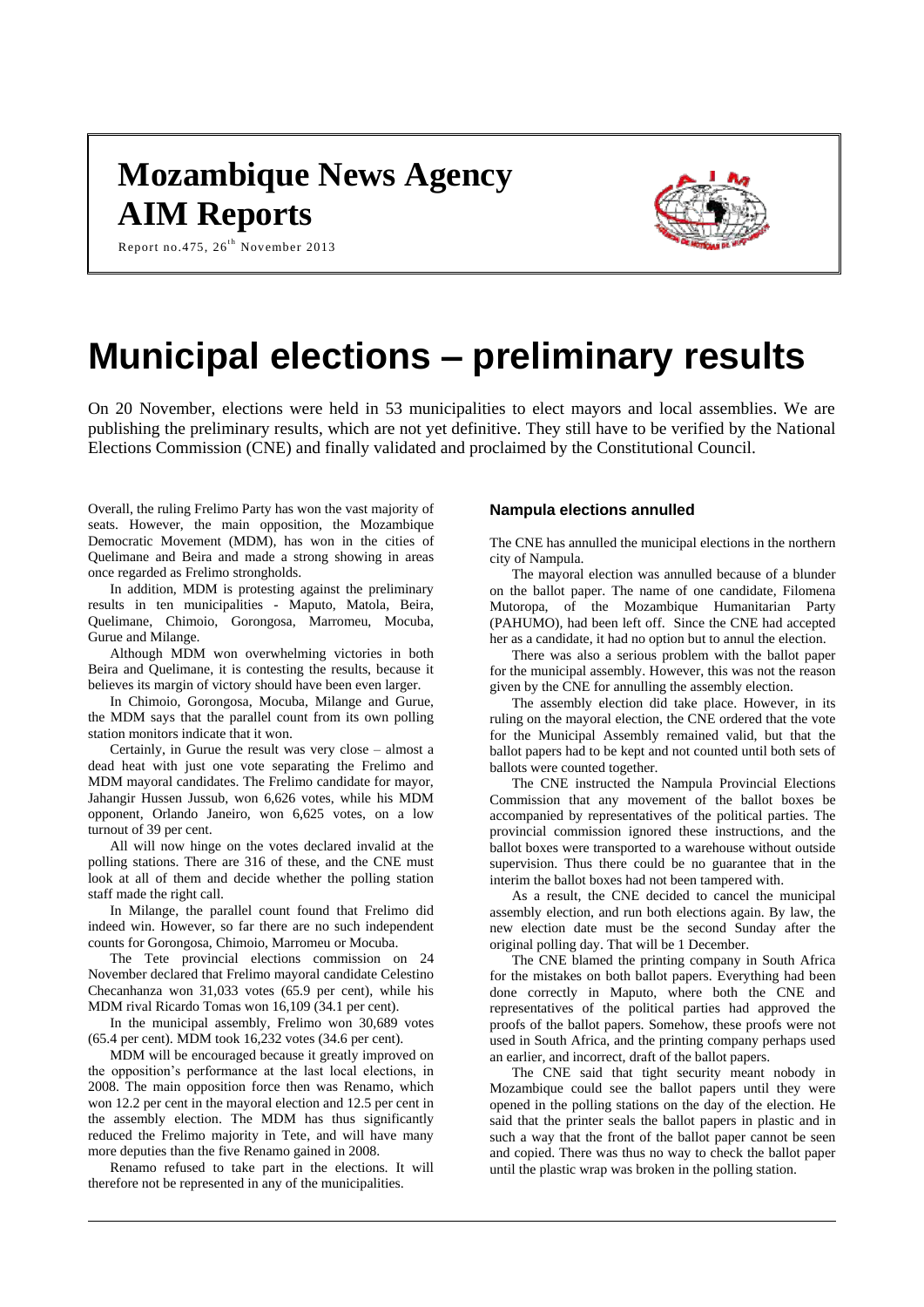# Mozambique News Agency
# AIM Reports

Report no.475, 26th November 2013

# Municipal elections – preliminary results

On 20 November, elections were held in 53 municipalities to elect mayors and local assemblies. We are publishing the preliminary results, which are not yet definitive. They still have to be verified by the National Elections Commission (CNE) and finally validated and proclaimed by the Constitutional Council.

Overall, the ruling Frelimo Party has won the vast majority of seats. However, the main opposition, the Mozambique Democratic Movement (MDM), has won in the cities of Quelimane and Beira and made a strong showing in areas once regarded as Frelimo strongholds.

In addition, MDM is protesting against the preliminary results in ten municipalities - Maputo, Matola, Beira, Quelimane, Chimoio, Gorongosa, Marromeu, Mocuba, Gurue and Milange.

Although MDM won overwhelming victories in both Beira and Quelimane, it is contesting the results, because it believes its margin of victory should have been even larger.

In Chimoio, Gorongosa, Mocuba, Milange and Gurue, the MDM says that the parallel count from its own polling station monitors indicate that it won.

Certainly, in Gurue the result was very close – almost a dead heat with just one vote separating the Frelimo and MDM mayoral candidates. The Frelimo candidate for mayor, Jahangir Hussen Jussub, won 6,626 votes, while his MDM opponent, Orlando Janeiro, won 6,625 votes, on a low turnout of 39 per cent.

All will now hinge on the votes declared invalid at the polling stations. There are 316 of these, and the CNE must look at all of them and decide whether the polling station staff made the right call.

In Milange, the parallel count found that Frelimo did indeed win. However, so far there are no such independent counts for Gorongosa, Chimoio, Marromeu or Mocuba.

The Tete provincial elections commission on 24 November declared that Frelimo mayoral candidate Celestino Checanhanza won 31,033 votes (65.9 per cent), while his MDM rival Ricardo Tomas won 16,109 (34.1 per cent).

In the municipal assembly, Frelimo won 30,689 votes (65.4 per cent). MDM took 16,232 votes (34.6 per cent).

MDM will be encouraged because it greatly improved on the opposition's performance at the last local elections, in 2008. The main opposition force then was Renamo, which won 12.2 per cent in the mayoral election and 12.5 per cent in the assembly election. The MDM has thus significantly reduced the Frelimo majority in Tete, and will have many more deputies than the five Renamo gained in 2008.

Renamo refused to take part in the elections. It will therefore not be represented in any of the municipalities.

## Nampula elections annulled

The CNE has annulled the municipal elections in the northern city of Nampula.

The mayoral election was annulled because of a blunder on the ballot paper. The name of one candidate, Filomena Mutoropa, of the Mozambique Humanitarian Party (PAHUMO), had been left off. Since the CNE had accepted her as a candidate, it had no option but to annul the election.

There was also a serious problem with the ballot paper for the municipal assembly. However, this was not the reason given by the CNE for annulling the assembly election.

The assembly election did take place. However, in its ruling on the mayoral election, the CNE ordered that the vote for the Municipal Assembly remained valid, but that the ballot papers had to be kept and not counted until both sets of ballots were counted together.

The CNE instructed the Nampula Provincial Elections Commission that any movement of the ballot boxes be accompanied by representatives of the political parties. The provincial commission ignored these instructions, and the ballot boxes were transported to a warehouse without outside supervision. Thus there could be no guarantee that in the interim the ballot boxes had not been tampered with.

As a result, the CNE decided to cancel the municipal assembly election, and run both elections again. By law, the new election date must be the second Sunday after the original polling day. That will be 1 December.

The CNE blamed the printing company in South Africa for the mistakes on both ballot papers. Everything had been done correctly in Maputo, where both the CNE and representatives of the political parties had approved the proofs of the ballot papers. Somehow, these proofs were not used in South Africa, and the printing company perhaps used an earlier, and incorrect, draft of the ballot papers.

The CNE said that tight security meant nobody in Mozambique could see the ballot papers until they were opened in the polling stations on the day of the election. He said that the printer seals the ballot papers in plastic and in such a way that the front of the ballot paper cannot be seen and copied. There was thus no way to check the ballot paper until the plastic wrap was broken in the polling station.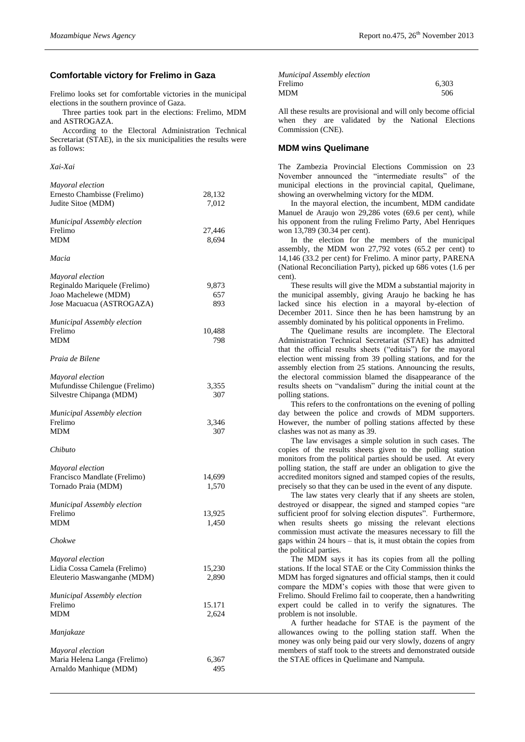## Comfortable victory for Frelimo in Gaza

Frelimo looks set for comfortable victories in the municipal elections in the southern province of Gaza.

Three parties took part in the elections: Frelimo, MDM and ASTROGAZA.

According to the Electoral Administration Technical Secretariat (STAE), in the six municipalities the results were as follows:

*Xai-Xai*

| *Mayoral election* | |
|---|---|
| Ernesto Chambisse (Frelimo) | 28,132 |
| Judite Sitoe (MDM) | 7,012 |

| *Municipal Assembly election* | |
|---|---|
| Frelimo | 27,446 |
| MDM | 8,694 |

*Macia*

| *Mayoral election* | |
|---|---|
| Reginaldo Mariquele (Frelimo) | 9,873 |
| Joao Machelewe (MDM) | 657 |
| Jose Macuacua (ASTROGAZA) | 893 |

| *Municipal Assembly election* | |
|---|---|
| Frelimo | 10,488 |
| MDM | 798 |

*Praia de Bilene*

| *Mayoral election* | |
|---|---|
| Mufundisse Chilengue (Frelimo) | 3,355 |
| Silvestre Chipanga (MDM) | 307 |

| *Municipal Assembly election* | |
|---|---|
| Frelimo | 3,346 |
| MDM | 307 |

*Chibuto*

| *Mayoral election* | |
|---|---|
| Francisco Mandlate (Frelimo) | 14,699 |
| Tornado Praia (MDM) | 1,570 |

| *Municipal Assembly election* | |
|---|---|
| Frelimo | 13,925 |
| MDM | 1,450 |

*Chokwe*

| *Mayoral election* | |
|---|---|
| Lidia Cossa Camela (Frelimo) | 15,230 |
| Eleuterio Maswanganhe (MDM) | 2,890 |

| *Municipal Assembly election* | |
|---|---|
| Frelimo | 15.171 |
| MDM | 2,624 |

*Manjakaze*

| *Mayoral election* | |
|---|---|
| Maria Helena Langa (Frelimo) | 6,367 |
| Arnaldo Manhique (MDM) | 495 |

| *Municipal Assembly election* | |
|---|---|
| Frelimo | 6,303 |
| MDM | 506 |

All these results are provisional and will only become official when they are validated by the National Elections Commission (CNE).

## MDM wins Quelimane

The Zambezia Provincial Elections Commission on 23 November announced the "intermediate results" of the municipal elections in the provincial capital, Quelimane, showing an overwhelming victory for the MDM.

In the mayoral election, the incumbent, MDM candidate Manuel de Araujo won 29,286 votes (69.6 per cent), while his opponent from the ruling Frelimo Party, Abel Henriques won 13,789 (30.34 per cent).

In the election for the members of the municipal assembly, the MDM won 27,792 votes (65.2 per cent) to 14,146 (33.2 per cent) for Frelimo. A minor party, PARENA (National Reconciliation Party), picked up 686 votes (1.6 per cent).

These results will give the MDM a substantial majority in the municipal assembly, giving Araujo the backing he has lacked since his election in a mayoral by-election of December 2011. Since then he has been hamstrung by an assembly dominated by his political opponents in Frelimo.

The Quelimane results are incomplete. The Electoral Administration Technical Secretariat (STAE) has admitted that the official results sheets ("editais") for the mayoral election went missing from 39 polling stations, and for the assembly election from 25 stations. Announcing the results, the electoral commission blamed the disappearance of the results sheets on "vandalism" during the initial count at the polling stations.

This refers to the confrontations on the evening of polling day between the police and crowds of MDM supporters. However, the number of polling stations affected by these clashes was not as many as 39.

The law envisages a simple solution in such cases. The copies of the results sheets given to the polling station monitors from the political parties should be used. At every polling station, the staff are under an obligation to give the accredited monitors signed and stamped copies of the results, precisely so that they can be used in the event of any dispute.

The law states very clearly that if any sheets are stolen, destroyed or disappear, the signed and stamped copies "are sufficient proof for solving election disputes". Furthermore, when results sheets go missing the relevant elections commission must activate the measures necessary to fill the gaps within 24 hours – that is, it must obtain the copies from the political parties.

The MDM says it has its copies from all the polling stations. If the local STAE or the City Commission thinks the MDM has forged signatures and official stamps, then it could compare the MDM's copies with those that were given to Frelimo. Should Frelimo fail to cooperate, then a handwriting expert could be called in to verify the signatures. The problem is not insoluble.

A further headache for STAE is the payment of the allowances owing to the polling station staff. When the money was only being paid our very slowly, dozens of angry members of staff took to the streets and demonstrated outside the STAE offices in Quelimane and Nampula.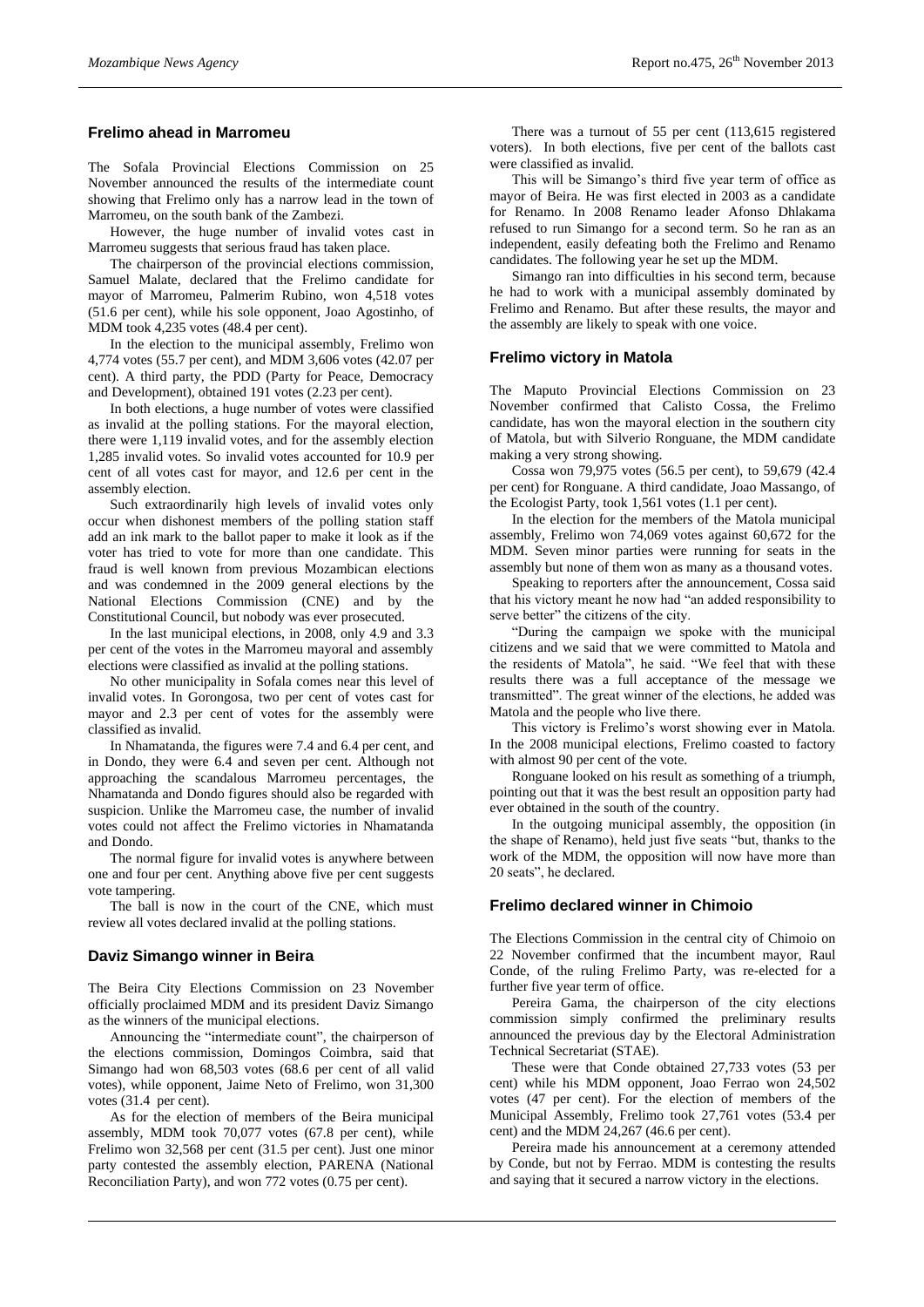## Frelimo ahead in Marromeu

The Sofala Provincial Elections Commission on 25 November announced the results of the intermediate count showing that Frelimo only has a narrow lead in the town of Marromeu, on the south bank of the Zambezi.

However, the huge number of invalid votes cast in Marromeu suggests that serious fraud has taken place.

The chairperson of the provincial elections commission, Samuel Malate, declared that the Frelimo candidate for mayor of Marromeu, Palmerim Rubino, won 4,518 votes (51.6 per cent), while his sole opponent, Joao Agostinho, of MDM took 4,235 votes (48.4 per cent).

In the election to the municipal assembly, Frelimo won 4,774 votes (55.7 per cent), and MDM 3,606 votes (42.07 per cent). A third party, the PDD (Party for Peace, Democracy and Development), obtained 191 votes (2.23 per cent).

In both elections, a huge number of votes were classified as invalid at the polling stations. For the mayoral election, there were 1,119 invalid votes, and for the assembly election 1,285 invalid votes. So invalid votes accounted for 10.9 per cent of all votes cast for mayor, and 12.6 per cent in the assembly election.

Such extraordinarily high levels of invalid votes only occur when dishonest members of the polling station staff add an ink mark to the ballot paper to make it look as if the voter has tried to vote for more than one candidate. This fraud is well known from previous Mozambican elections and was condemned in the 2009 general elections by the National Elections Commission (CNE) and by the Constitutional Council, but nobody was ever prosecuted.

In the last municipal elections, in 2008, only 4.9 and 3.3 per cent of the votes in the Marromeu mayoral and assembly elections were classified as invalid at the polling stations.

No other municipality in Sofala comes near this level of invalid votes. In Gorongosa, two per cent of votes cast for mayor and 2.3 per cent of votes for the assembly were classified as invalid.

In Nhamatanda, the figures were 7.4 and 6.4 per cent, and in Dondo, they were 6.4 and seven per cent. Although not approaching the scandalous Marromeu percentages, the Nhamatanda and Dondo figures should also be regarded with suspicion. Unlike the Marromeu case, the number of invalid votes could not affect the Frelimo victories in Nhamatanda and Dondo.

The normal figure for invalid votes is anywhere between one and four per cent. Anything above five per cent suggests vote tampering.

The ball is now in the court of the CNE, which must review all votes declared invalid at the polling stations.

## Daviz Simango winner in Beira

The Beira City Elections Commission on 23 November officially proclaimed MDM and its president Daviz Simango as the winners of the municipal elections.

Announcing the "intermediate count", the chairperson of the elections commission, Domingos Coimbra, said that Simango had won 68,503 votes (68.6 per cent of all valid votes), while opponent, Jaime Neto of Frelimo, won 31,300 votes (31.4 per cent).

As for the election of members of the Beira municipal assembly, MDM took 70,077 votes (67.8 per cent), while Frelimo won 32,568 per cent (31.5 per cent). Just one minor party contested the assembly election, PARENA (National Reconciliation Party), and won 772 votes (0.75 per cent).

There was a turnout of 55 per cent (113,615 registered voters). In both elections, five per cent of the ballots cast were classified as invalid.

This will be Simango's third five year term of office as mayor of Beira. He was first elected in 2003 as a candidate for Renamo. In 2008 Renamo leader Afonso Dhlakama refused to run Simango for a second term. So he ran as an independent, easily defeating both the Frelimo and Renamo candidates. The following year he set up the MDM.

Simango ran into difficulties in his second term, because he had to work with a municipal assembly dominated by Frelimo and Renamo. But after these results, the mayor and the assembly are likely to speak with one voice.

## Frelimo victory in Matola

The Maputo Provincial Elections Commission on 23 November confirmed that Calisto Cossa, the Frelimo candidate, has won the mayoral election in the southern city of Matola, but with Silverio Ronguane, the MDM candidate making a very strong showing.

Cossa won 79,975 votes (56.5 per cent), to 59,679 (42.4 per cent) for Ronguane. A third candidate, Joao Massango, of the Ecologist Party, took 1,561 votes (1.1 per cent).

In the election for the members of the Matola municipal assembly, Frelimo won 74,069 votes against 60,672 for the MDM. Seven minor parties were running for seats in the assembly but none of them won as many as a thousand votes.

Speaking to reporters after the announcement, Cossa said that his victory meant he now had "an added responsibility to serve better" the citizens of the city.

"During the campaign we spoke with the municipal citizens and we said that we were committed to Matola and the residents of Matola", he said. "We feel that with these results there was a full acceptance of the message we transmitted". The great winner of the elections, he added was Matola and the people who live there.

This victory is Frelimo's worst showing ever in Matola. In the 2008 municipal elections, Frelimo coasted to factory with almost 90 per cent of the vote.

Ronguane looked on his result as something of a triumph, pointing out that it was the best result an opposition party had ever obtained in the south of the country.

In the outgoing municipal assembly, the opposition (in the shape of Renamo), held just five seats "but, thanks to the work of the MDM, the opposition will now have more than 20 seats", he declared.

## Frelimo declared winner in Chimoio

The Elections Commission in the central city of Chimoio on 22 November confirmed that the incumbent mayor, Raul Conde, of the ruling Frelimo Party, was re-elected for a further five year term of office.

Pereira Gama, the chairperson of the city elections commission simply confirmed the preliminary results announced the previous day by the Electoral Administration Technical Secretariat (STAE).

These were that Conde obtained 27,733 votes (53 per cent) while his MDM opponent, Joao Ferrao won 24,502 votes (47 per cent). For the election of members of the Municipal Assembly, Frelimo took 27,761 votes (53.4 per cent) and the MDM 24,267 (46.6 per cent).

Pereira made his announcement at a ceremony attended by Conde, but not by Ferrao. MDM is contesting the results and saying that it secured a narrow victory in the elections.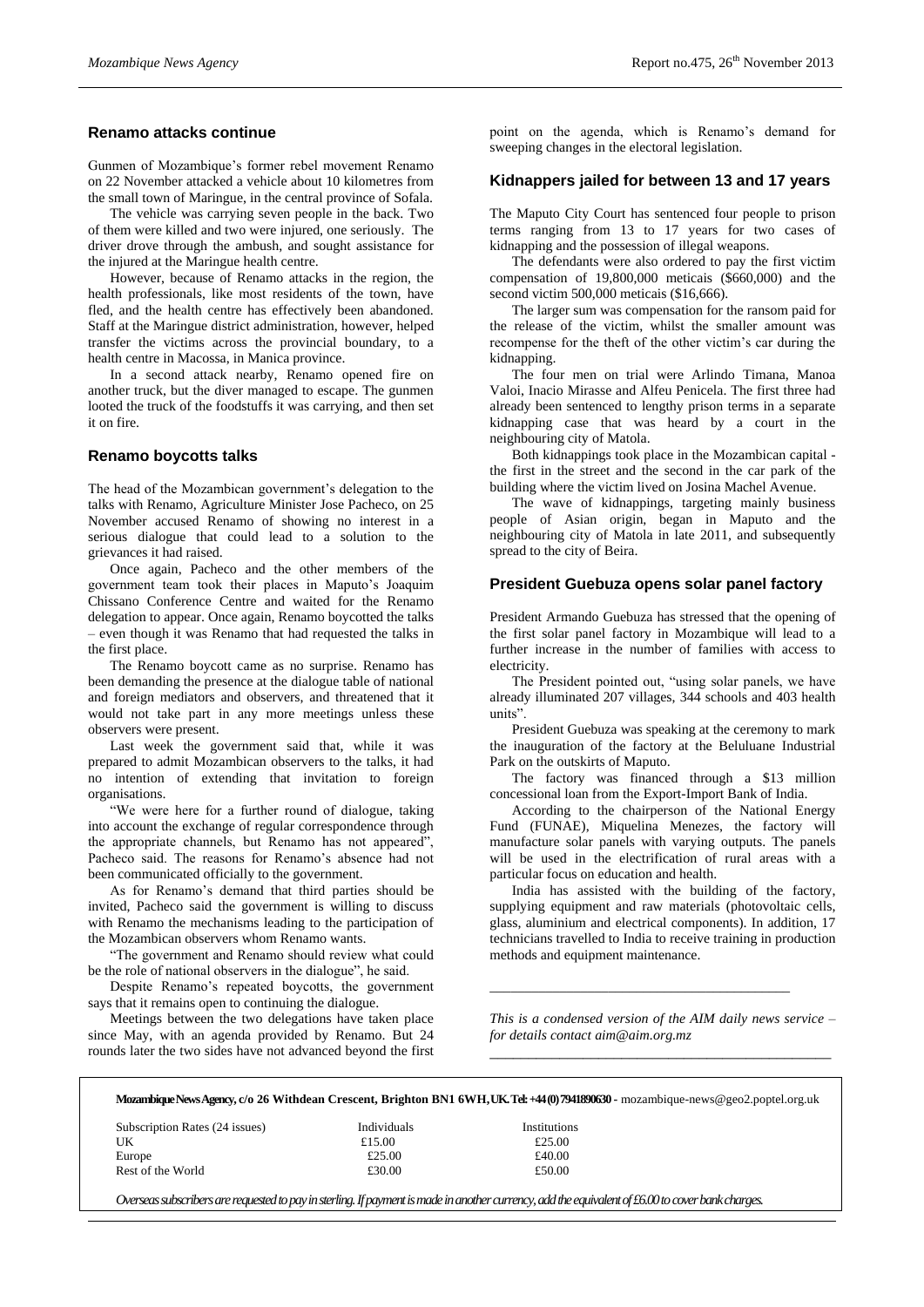## Renamo attacks continue

Gunmen of Mozambique's former rebel movement Renamo on 22 November attacked a vehicle about 10 kilometres from the small town of Maringue, in the central province of Sofala.

The vehicle was carrying seven people in the back. Two of them were killed and two were injured, one seriously. The driver drove through the ambush, and sought assistance for the injured at the Maringue health centre.

However, because of Renamo attacks in the region, the health professionals, like most residents of the town, have fled, and the health centre has effectively been abandoned. Staff at the Maringue district administration, however, helped transfer the victims across the provincial boundary, to a health centre in Macossa, in Manica province.

In a second attack nearby, Renamo opened fire on another truck, but the diver managed to escape. The gunmen looted the truck of the foodstuffs it was carrying, and then set it on fire.

## Renamo boycotts talks

The head of the Mozambican government's delegation to the talks with Renamo, Agriculture Minister Jose Pacheco, on 25 November accused Renamo of showing no interest in a serious dialogue that could lead to a solution to the grievances it had raised.

Once again, Pacheco and the other members of the government team took their places in Maputo's Joaquim Chissano Conference Centre and waited for the Renamo delegation to appear. Once again, Renamo boycotted the talks – even though it was Renamo that had requested the talks in the first place.

The Renamo boycott came as no surprise. Renamo has been demanding the presence at the dialogue table of national and foreign mediators and observers, and threatened that it would not take part in any more meetings unless these observers were present.

Last week the government said that, while it was prepared to admit Mozambican observers to the talks, it had no intention of extending that invitation to foreign organisations.

"We were here for a further round of dialogue, taking into account the exchange of regular correspondence through the appropriate channels, but Renamo has not appeared", Pacheco said. The reasons for Renamo's absence had not been communicated officially to the government.

As for Renamo's demand that third parties should be invited, Pacheco said the government is willing to discuss with Renamo the mechanisms leading to the participation of the Mozambican observers whom Renamo wants.

"The government and Renamo should review what could be the role of national observers in the dialogue", he said.

Despite Renamo's repeated boycotts, the government says that it remains open to continuing the dialogue.

Meetings between the two delegations have taken place since May, with an agenda provided by Renamo. But 24 rounds later the two sides have not advanced beyond the first point on the agenda, which is Renamo's demand for sweeping changes in the electoral legislation.

## Kidnappers jailed for between 13 and 17 years

The Maputo City Court has sentenced four people to prison terms ranging from 13 to 17 years for two cases of kidnapping and the possession of illegal weapons.

The defendants were also ordered to pay the first victim compensation of 19,800,000 meticais ($660,000) and the second victim 500,000 meticais ($16,666).

The larger sum was compensation for the ransom paid for the release of the victim, whilst the smaller amount was recompense for the theft of the other victim's car during the kidnapping.

The four men on trial were Arlindo Timana, Manoa Valoi, Inacio Mirasse and Alfeu Penicela. The first three had already been sentenced to lengthy prison terms in a separate kidnapping case that was heard by a court in the neighbouring city of Matola.

Both kidnappings took place in the Mozambican capital - the first in the street and the second in the car park of the building where the victim lived on Josina Machel Avenue.

The wave of kidnappings, targeting mainly business people of Asian origin, began in Maputo and the neighbouring city of Matola in late 2011, and subsequently spread to the city of Beira.

## President Guebuza opens solar panel factory

President Armando Guebuza has stressed that the opening of the first solar panel factory in Mozambique will lead to a further increase in the number of families with access to electricity.

The President pointed out, "using solar panels, we have already illuminated 207 villages, 344 schools and 403 health units".

President Guebuza was speaking at the ceremony to mark the inauguration of the factory at the Beluluane Industrial Park on the outskirts of Maputo.

The factory was financed through a $13 million concessional loan from the Export-Import Bank of India.

According to the chairperson of the National Energy Fund (FUNAE), Miquelina Menezes, the factory will manufacture solar panels with varying outputs. The panels will be used in the electrification of rural areas with a particular focus on education and health.

India has assisted with the building of the factory, supplying equipment and raw materials (photovoltaic cells, glass, aluminium and electrical components). In addition, 17 technicians travelled to India to receive training in production methods and equipment maintenance.

---

*This is a condensed version of the AIM daily news service – for details contact aim@aim.org.mz*

---

**Mozambique News Agency, c/o 26 Withdean Crescent, Brighton BN1 6WH, UK. Tel: +44 (0) 7941890630 -** mozambique-news@geo2.poptel.org.uk

| Subscription Rates (24 issues) | Individuals | Institutions |
|---|---|---|
| UK | £15.00 | £25.00 |
| Europe | £25.00 | £40.00 |
| Rest of the World | £30.00 | £50.00 |

*Overseas subscribers are requested to pay in sterling. If payment is made in another currency, add the equivalent of £6.00 to cover bank charges.*